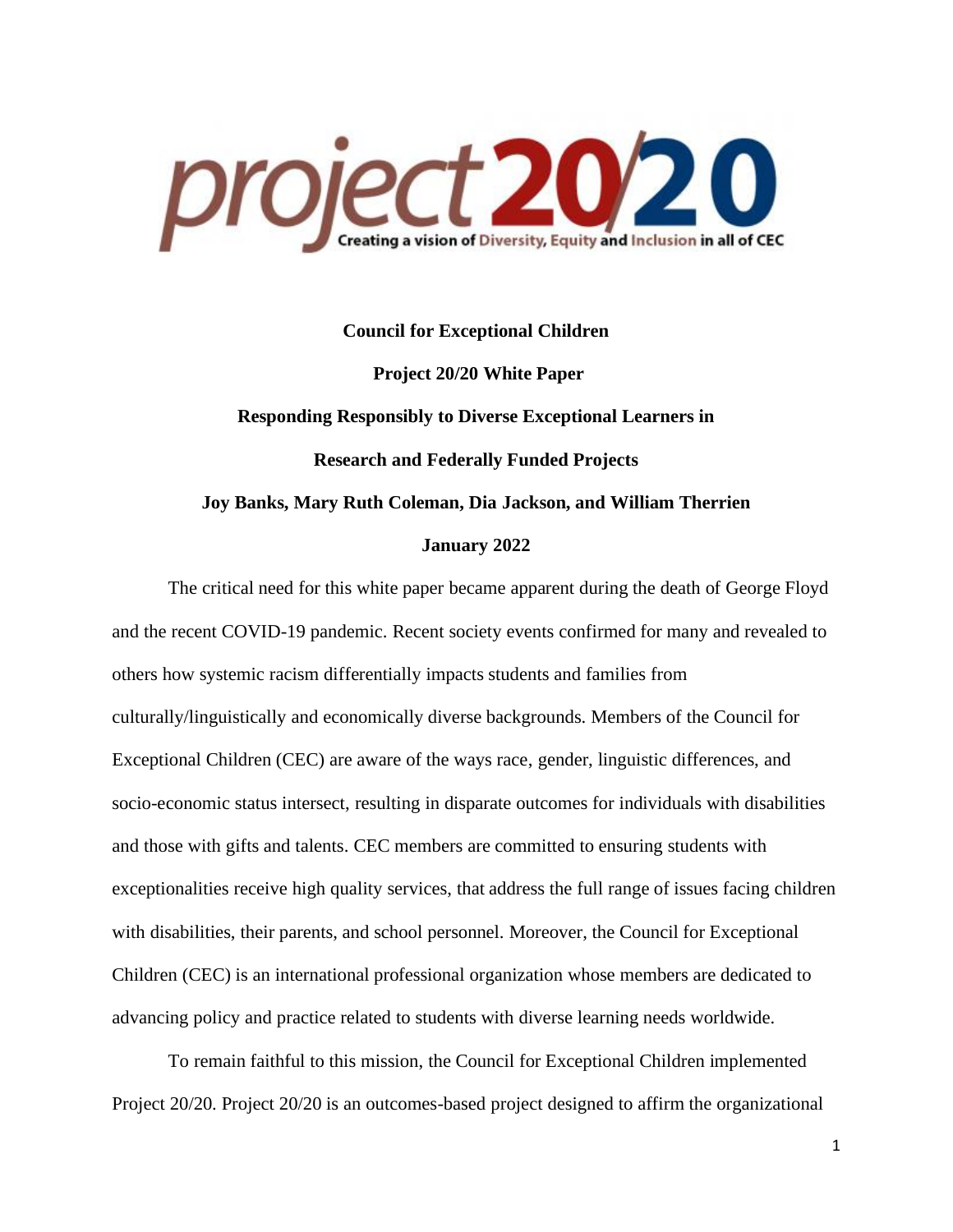project 20/20

Creating a vision of Diversity, Equity and Inclusion in all of CEC

**Council for Exceptional Children**

**Project 20/20 White Paper**

**Responding Responsibly to Diverse Exceptional Learners in Research and Federally Funded Projects**

**Joy Banks, Mary Ruth Coleman, Dia Jackson, and William Therrien**

**January 2022**

The critical need for this white paper became apparent during the death of George Floyd and the recent COVID-19 pandemic. Recent society events confirmed for many and revealed to others how systemic racism differentially impacts students and families from culturally/linguistically and economically diverse backgrounds. Members of the Council for Exceptional Children (CEC) are aware of the ways race, gender, linguistic differences, and socio-economic status intersect, resulting in disparate outcomes for individuals with disabilities and those with gifts and talents. CEC members are committed to ensuring students with exceptionalities receive high quality services, that address the full range of issues facing children with disabilities, their parents, and school personnel. Moreover, the Council for Exceptional Children (CEC) is an international professional organization whose members are dedicated to advancing policy and practice related to students with diverse learning needs worldwide.

To remain faithful to this mission, the Council for Exceptional Children implemented Project 20/20. Project 20/20 is an outcomes-based project designed to affirm the organizational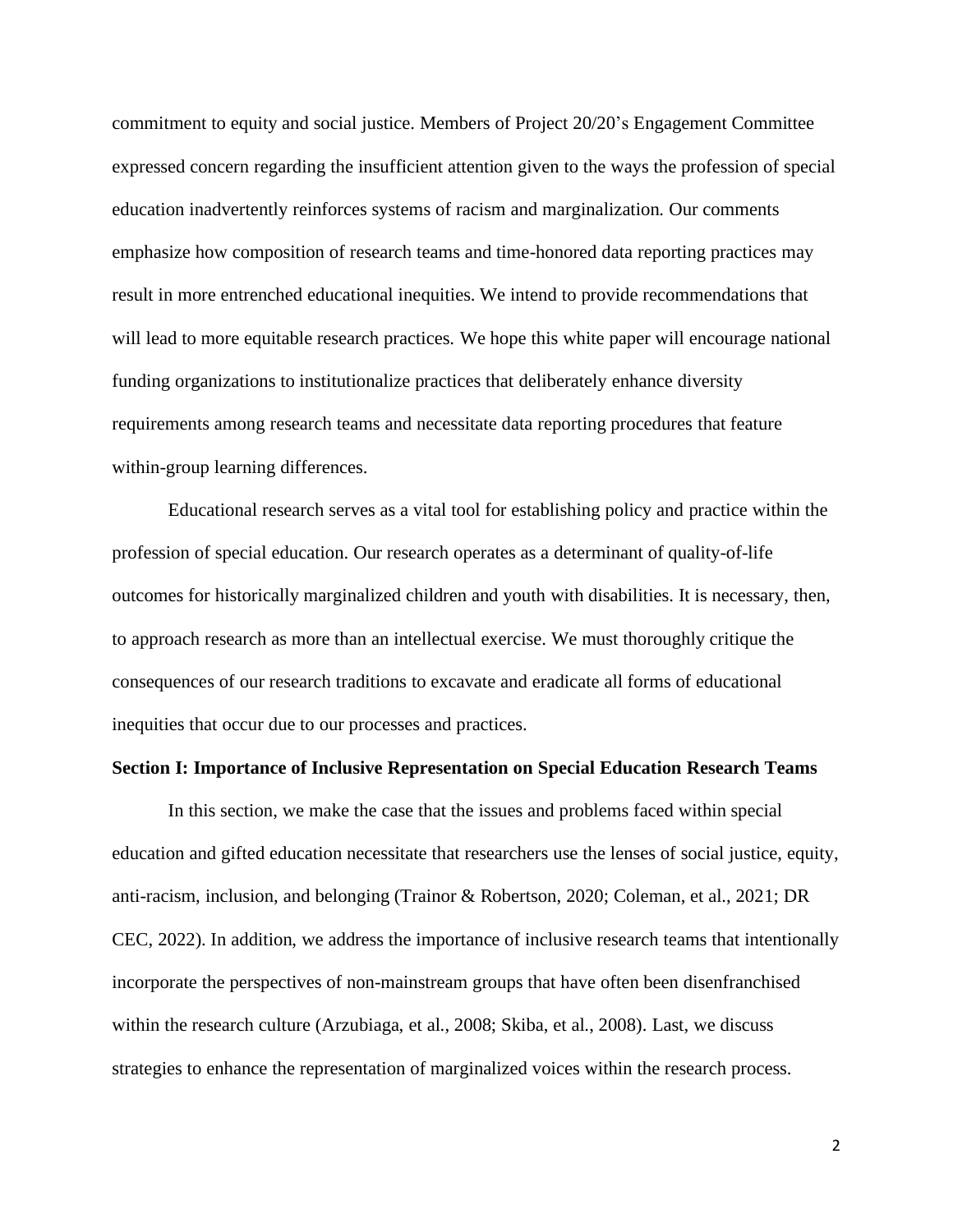commitment to equity and social justice. Members of Project 20/20's Engagement Committee expressed concern regarding the insufficient attention given to the ways the profession of special education inadvertently reinforces systems of racism and marginalization. Our comments emphasize how composition of research teams and time-honored data reporting practices may result in more entrenched educational inequities. We intend to provide recommendations that will lead to more equitable research practices. We hope this white paper will encourage national funding organizations to institutionalize practices that deliberately enhance diversity requirements among research teams and necessitate data reporting procedures that feature within-group learning differences.

Educational research serves as a vital tool for establishing policy and practice within the profession of special education. Our research operates as a determinant of quality-of-life outcomes for historically marginalized children and youth with disabilities. It is necessary, then, to approach research as more than an intellectual exercise. We must thoroughly critique the consequences of our research traditions to excavate and eradicate all forms of educational inequities that occur due to our processes and practices.

## Section I: Importance of Inclusive Representation on Special Education Research Teams

In this section, we make the case that the issues and problems faced within special education and gifted education necessitate that researchers use the lenses of social justice, equity, anti-racism, inclusion, and belonging (Trainor & Robertson, 2020; Coleman, et al., 2021; DR CEC, 2022). In addition, we address the importance of inclusive research teams that intentionally incorporate the perspectives of non-mainstream groups that have often been disenfranchised within the research culture (Arzubiaga, et al., 2008; Skiba, et al., 2008). Last, we discuss strategies to enhance the representation of marginalized voices within the research process.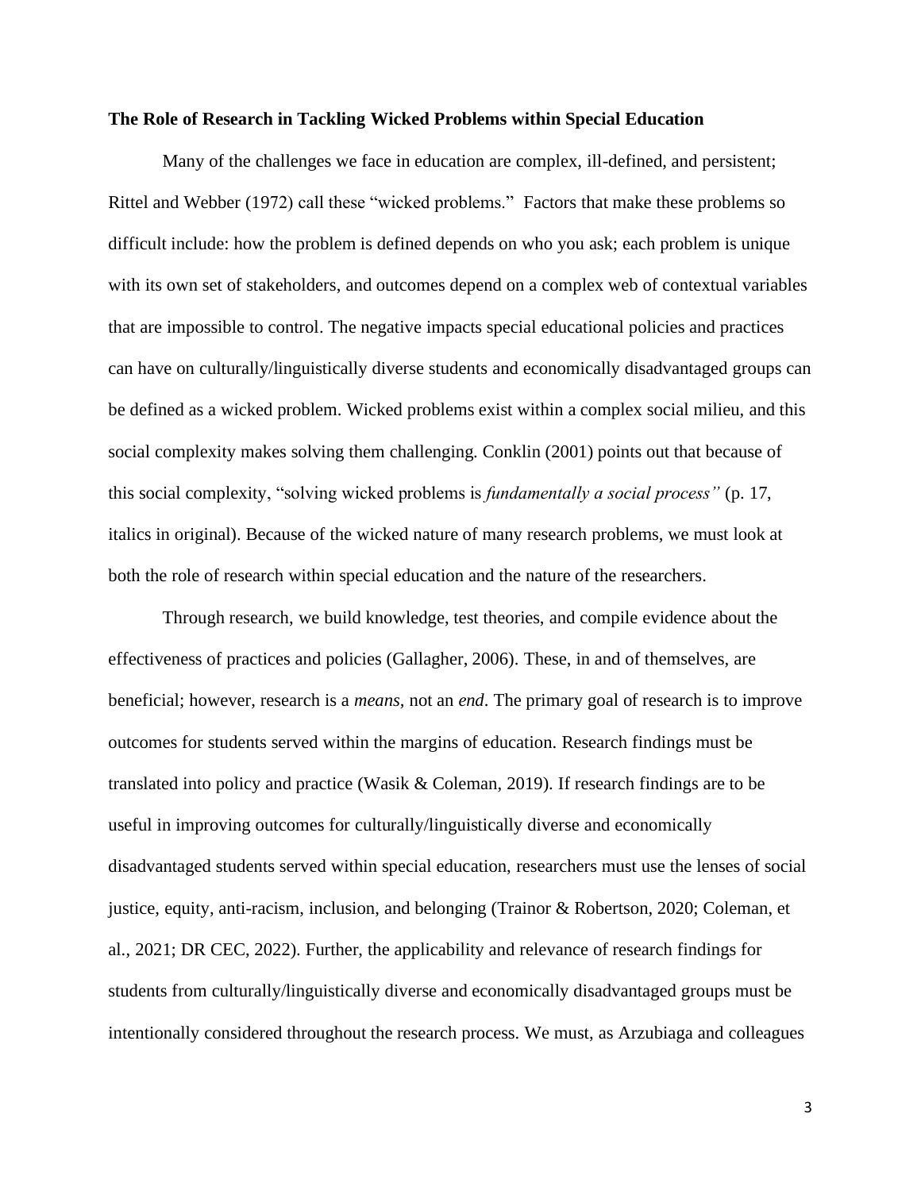**The Role of Research in Tackling Wicked Problems within Special Education**

Many of the challenges we face in education are complex, ill-defined, and persistent; Rittel and Webber (1972) call these "wicked problems." Factors that make these problems so difficult include: how the problem is defined depends on who you ask; each problem is unique with its own set of stakeholders, and outcomes depend on a complex web of contextual variables that are impossible to control. The negative impacts special educational policies and practices can have on culturally/linguistically diverse students and economically disadvantaged groups can be defined as a wicked problem. Wicked problems exist within a complex social milieu, and this social complexity makes solving them challenging. Conklin (2001) points out that because of this social complexity, "solving wicked problems is *fundamentally a social process"* (p. 17, italics in original). Because of the wicked nature of many research problems, we must look at both the role of research within special education and the nature of the researchers.

Through research, we build knowledge, test theories, and compile evidence about the effectiveness of practices and policies (Gallagher, 2006). These, in and of themselves, are beneficial; however, research is a *means,* not an *end*. The primary goal of research is to improve outcomes for students served within the margins of education. Research findings must be translated into policy and practice (Wasik & Coleman, 2019). If research findings are to be useful in improving outcomes for culturally/linguistically diverse and economically disadvantaged students served within special education, researchers must use the lenses of social justice, equity, anti-racism, inclusion, and belonging (Trainor & Robertson, 2020; Coleman, et al., 2021; DR CEC, 2022). Further, the applicability and relevance of research findings for students from culturally/linguistically diverse and economically disadvantaged groups must be intentionally considered throughout the research process. We must, as Arzubiaga and colleagues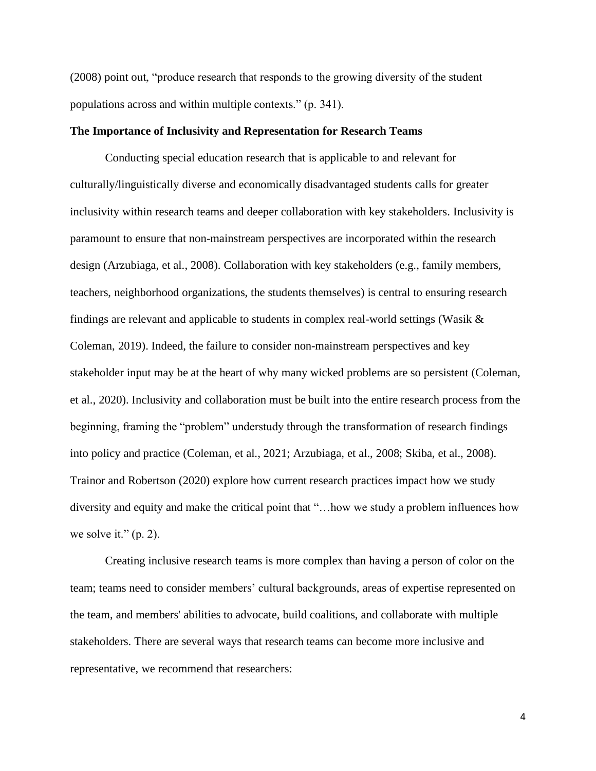(2008) point out, "produce research that responds to the growing diversity of the student populations across and within multiple contexts." (p. 341).

**The Importance of Inclusivity and Representation for Research Teams**

Conducting special education research that is applicable to and relevant for culturally/linguistically diverse and economically disadvantaged students calls for greater inclusivity within research teams and deeper collaboration with key stakeholders. Inclusivity is paramount to ensure that non-mainstream perspectives are incorporated within the research design (Arzubiaga, et al., 2008). Collaboration with key stakeholders (e.g., family members, teachers, neighborhood organizations, the students themselves) is central to ensuring research findings are relevant and applicable to students in complex real-world settings (Wasik & Coleman, 2019). Indeed, the failure to consider non-mainstream perspectives and key stakeholder input may be at the heart of why many wicked problems are so persistent (Coleman, et al., 2020). Inclusivity and collaboration must be built into the entire research process from the beginning, framing the "problem" understudy through the transformation of research findings into policy and practice (Coleman, et al., 2021; Arzubiaga, et al., 2008; Skiba, et al., 2008). Trainor and Robertson (2020) explore how current research practices impact how we study diversity and equity and make the critical point that "…how we study a problem influences how we solve it." (p. 2).

Creating inclusive research teams is more complex than having a person of color on the team; teams need to consider members' cultural backgrounds, areas of expertise represented on the team, and members' abilities to advocate, build coalitions, and collaborate with multiple stakeholders. There are several ways that research teams can become more inclusive and representative, we recommend that researchers: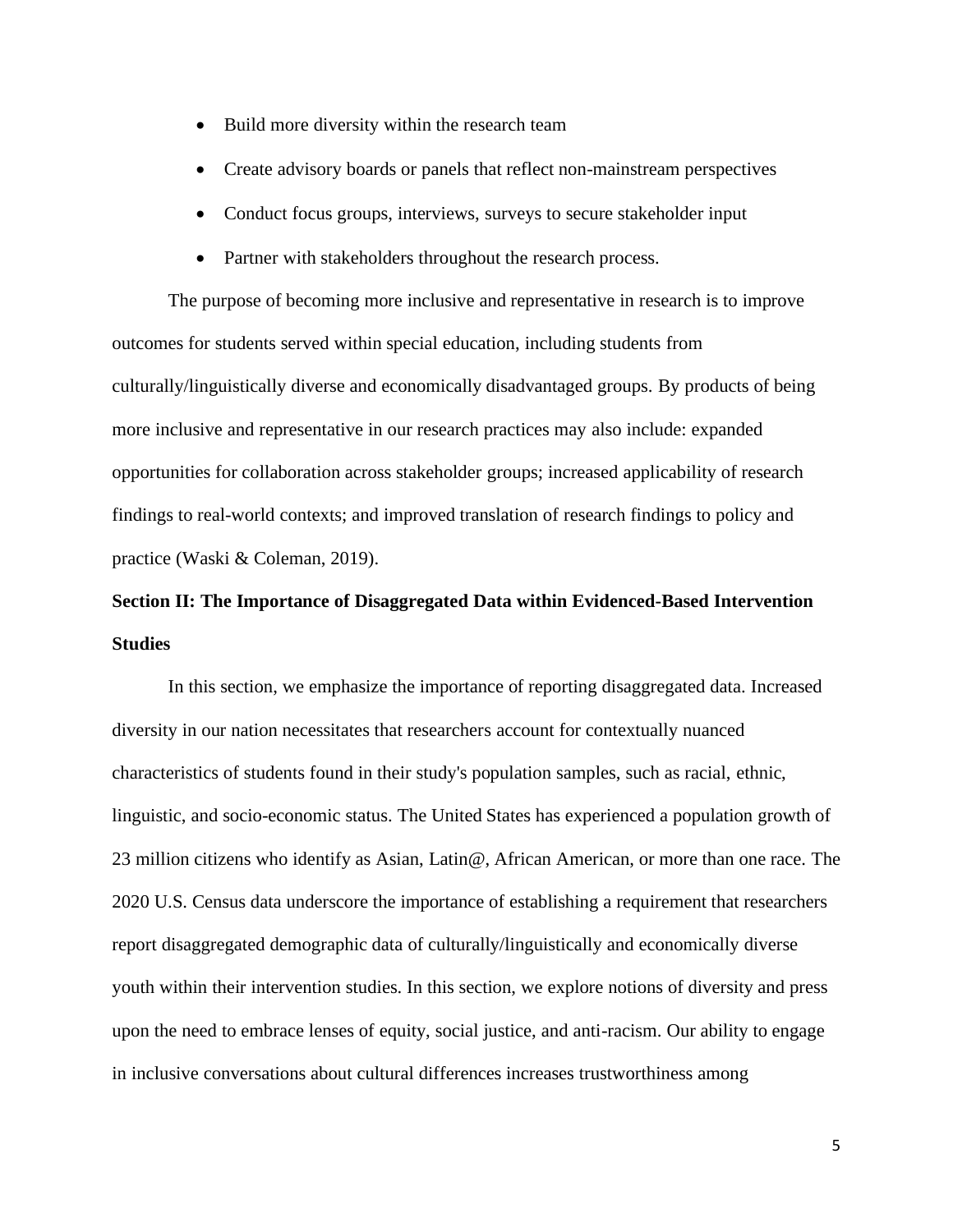- Build more diversity within the research team
- Create advisory boards or panels that reflect non-mainstream perspectives
- Conduct focus groups, interviews, surveys to secure stakeholder input
- Partner with stakeholders throughout the research process.

The purpose of becoming more inclusive and representative in research is to improve outcomes for students served within special education, including students from culturally/linguistically diverse and economically disadvantaged groups. By products of being more inclusive and representative in our research practices may also include: expanded opportunities for collaboration across stakeholder groups; increased applicability of research findings to real-world contexts; and improved translation of research findings to policy and practice (Waski & Coleman, 2019).

## Section II: The Importance of Disaggregated Data within Evidenced-Based Intervention Studies

In this section, we emphasize the importance of reporting disaggregated data. Increased diversity in our nation necessitates that researchers account for contextually nuanced characteristics of students found in their study's population samples, such as racial, ethnic, linguistic, and socio-economic status. The United States has experienced a population growth of 23 million citizens who identify as Asian, Latin@, African American, or more than one race. The 2020 U.S. Census data underscore the importance of establishing a requirement that researchers report disaggregated demographic data of culturally/linguistically and economically diverse youth within their intervention studies. In this section, we explore notions of diversity and press upon the need to embrace lenses of equity, social justice, and anti-racism. Our ability to engage in inclusive conversations about cultural differences increases trustworthiness among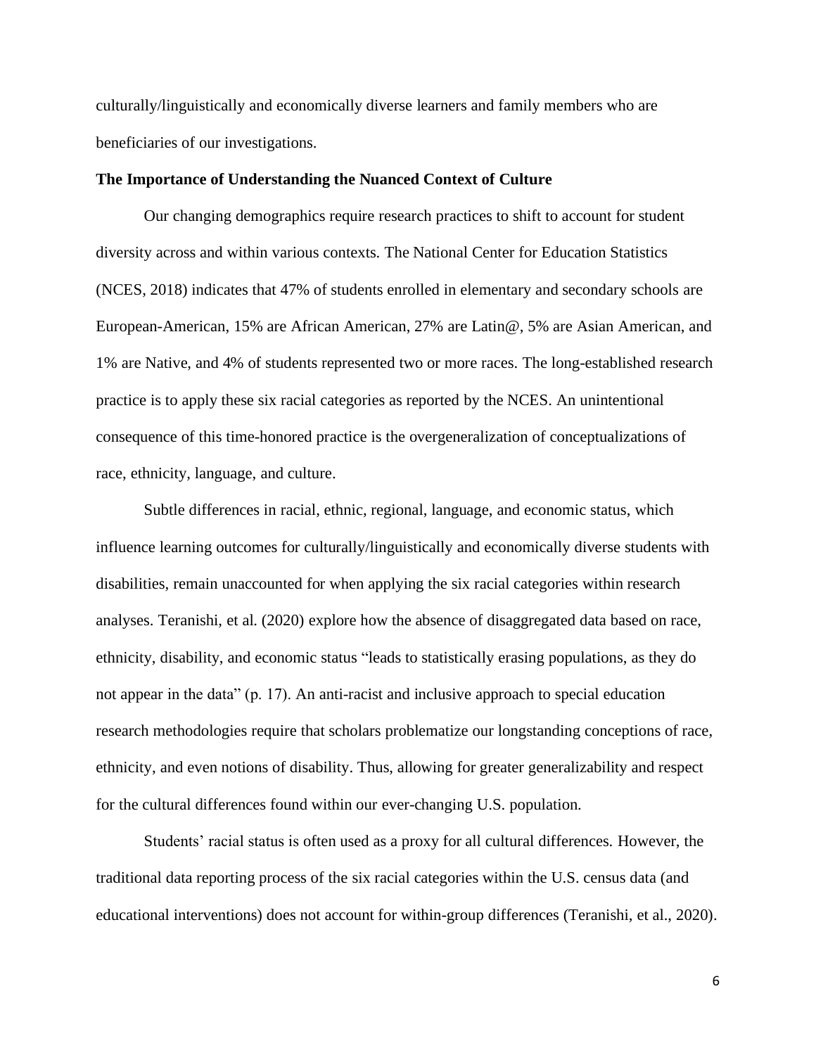culturally/linguistically and economically diverse learners and family members who are beneficiaries of our investigations.

## The Importance of Understanding the Nuanced Context of Culture

Our changing demographics require research practices to shift to account for student diversity across and within various contexts. The National Center for Education Statistics (NCES, 2018) indicates that 47% of students enrolled in elementary and secondary schools are European-American, 15% are African American, 27% are Latin@, 5% are Asian American, and 1% are Native, and 4% of students represented two or more races. The long-established research practice is to apply these six racial categories as reported by the NCES. An unintentional consequence of this time-honored practice is the overgeneralization of conceptualizations of race, ethnicity, language, and culture.

Subtle differences in racial, ethnic, regional, language, and economic status, which influence learning outcomes for culturally/linguistically and economically diverse students with disabilities, remain unaccounted for when applying the six racial categories within research analyses. Teranishi, et al. (2020) explore how the absence of disaggregated data based on race, ethnicity, disability, and economic status "leads to statistically erasing populations, as they do not appear in the data" (p. 17). An anti-racist and inclusive approach to special education research methodologies require that scholars problematize our longstanding conceptions of race, ethnicity, and even notions of disability. Thus, allowing for greater generalizability and respect for the cultural differences found within our ever-changing U.S. population.

Students' racial status is often used as a proxy for all cultural differences. However, the traditional data reporting process of the six racial categories within the U.S. census data (and educational interventions) does not account for within-group differences (Teranishi, et al., 2020).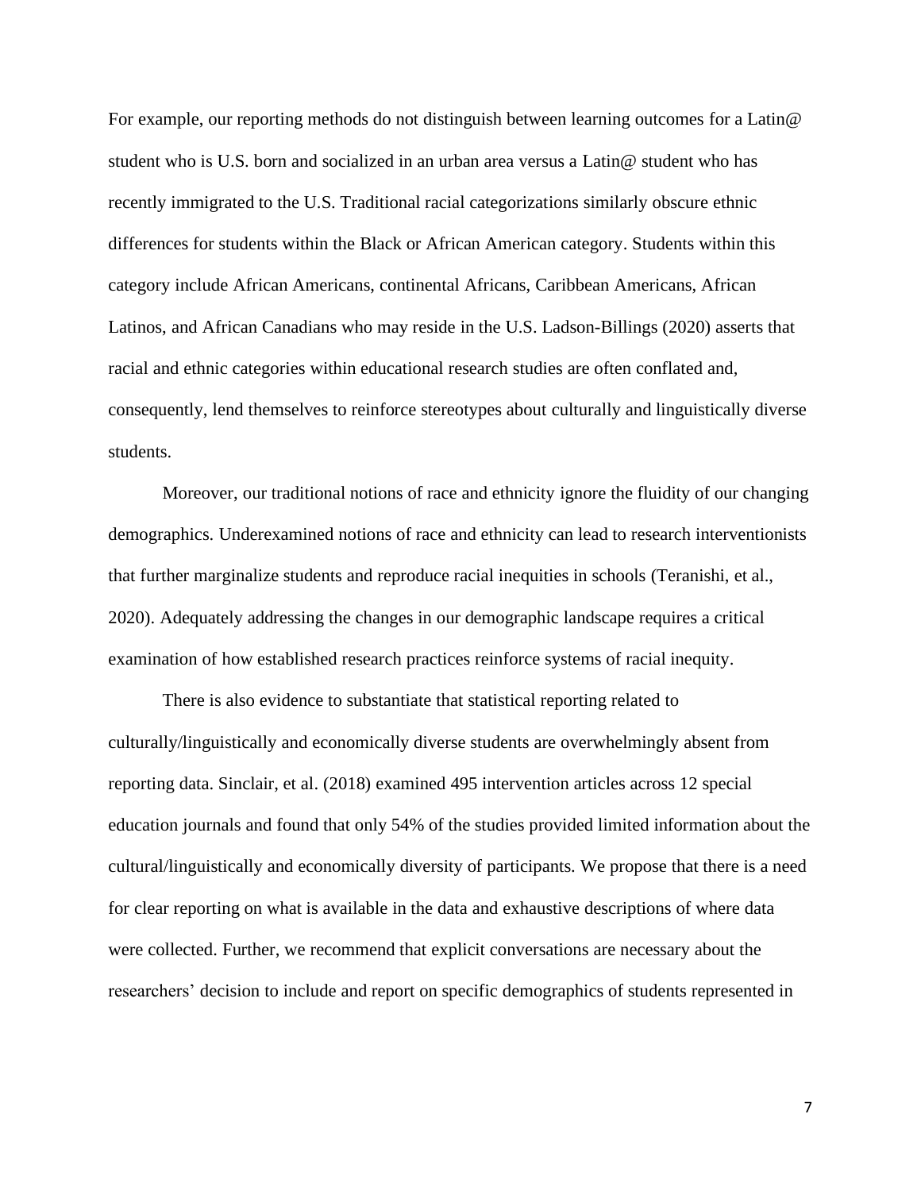For example, our reporting methods do not distinguish between learning outcomes for a Latin@ student who is U.S. born and socialized in an urban area versus a Latin@ student who has recently immigrated to the U.S. Traditional racial categorizations similarly obscure ethnic differences for students within the Black or African American category. Students within this category include African Americans, continental Africans, Caribbean Americans, African Latinos, and African Canadians who may reside in the U.S. Ladson-Billings (2020) asserts that racial and ethnic categories within educational research studies are often conflated and, consequently, lend themselves to reinforce stereotypes about culturally and linguistically diverse students.

Moreover, our traditional notions of race and ethnicity ignore the fluidity of our changing demographics. Underexamined notions of race and ethnicity can lead to research interventionists that further marginalize students and reproduce racial inequities in schools (Teranishi, et al., 2020). Adequately addressing the changes in our demographic landscape requires a critical examination of how established research practices reinforce systems of racial inequity.

There is also evidence to substantiate that statistical reporting related to culturally/linguistically and economically diverse students are overwhelmingly absent from reporting data. Sinclair, et al. (2018) examined 495 intervention articles across 12 special education journals and found that only 54% of the studies provided limited information about the cultural/linguistically and economically diversity of participants. We propose that there is a need for clear reporting on what is available in the data and exhaustive descriptions of where data were collected. Further, we recommend that explicit conversations are necessary about the researchers' decision to include and report on specific demographics of students represented in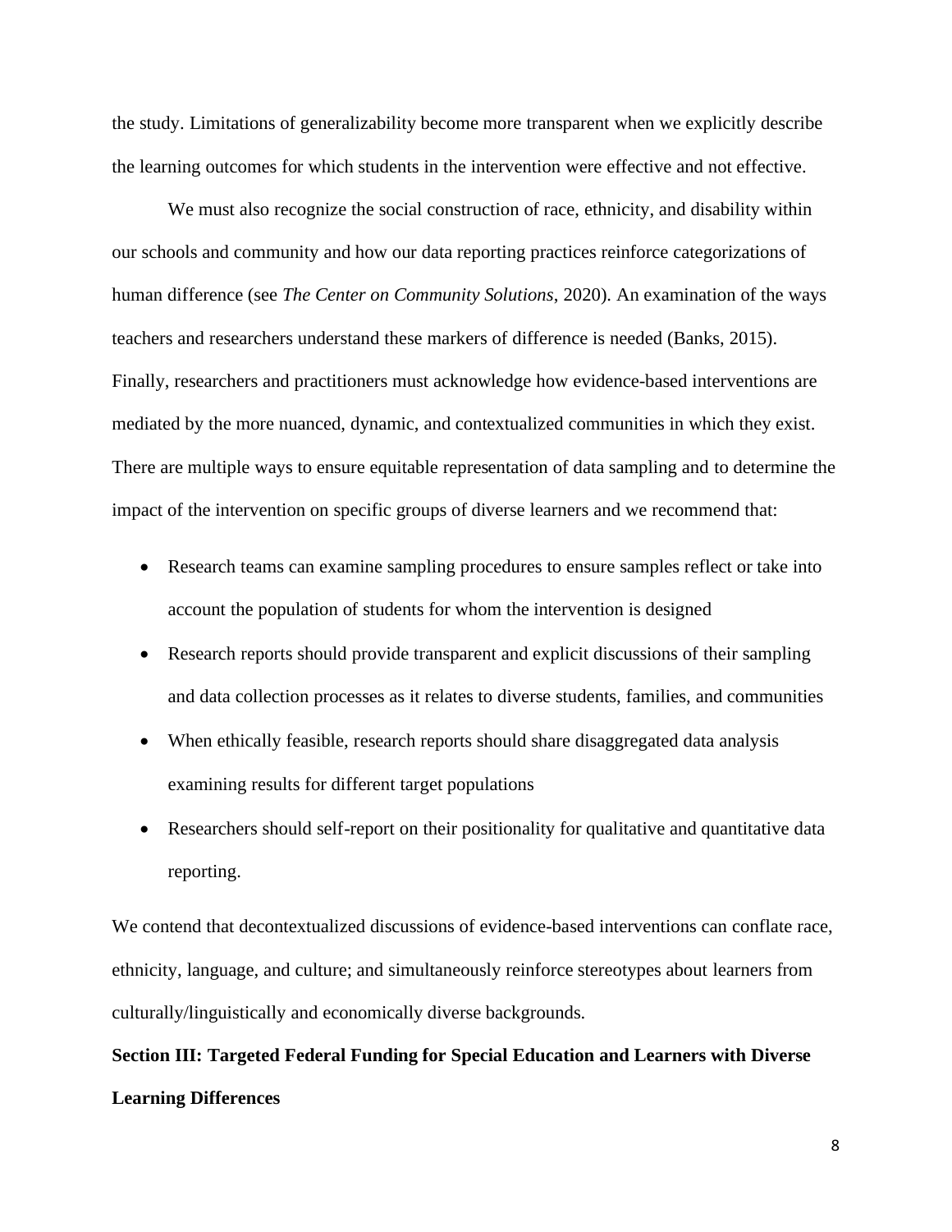the study. Limitations of generalizability become more transparent when we explicitly describe the learning outcomes for which students in the intervention were effective and not effective.

We must also recognize the social construction of race, ethnicity, and disability within our schools and community and how our data reporting practices reinforce categorizations of human difference (see *The Center on Community Solutions*, 2020). An examination of the ways teachers and researchers understand these markers of difference is needed (Banks, 2015). Finally, researchers and practitioners must acknowledge how evidence-based interventions are mediated by the more nuanced, dynamic, and contextualized communities in which they exist. There are multiple ways to ensure equitable representation of data sampling and to determine the impact of the intervention on specific groups of diverse learners and we recommend that:

- Research teams can examine sampling procedures to ensure samples reflect or take into account the population of students for whom the intervention is designed
- Research reports should provide transparent and explicit discussions of their sampling and data collection processes as it relates to diverse students, families, and communities
- When ethically feasible, research reports should share disaggregated data analysis examining results for different target populations
- Researchers should self-report on their positionality for qualitative and quantitative data reporting.

We contend that decontextualized discussions of evidence-based interventions can conflate race, ethnicity, language, and culture; and simultaneously reinforce stereotypes about learners from culturally/linguistically and economically diverse backgrounds.

**Section III: Targeted Federal Funding for Special Education and Learners with Diverse Learning Differences**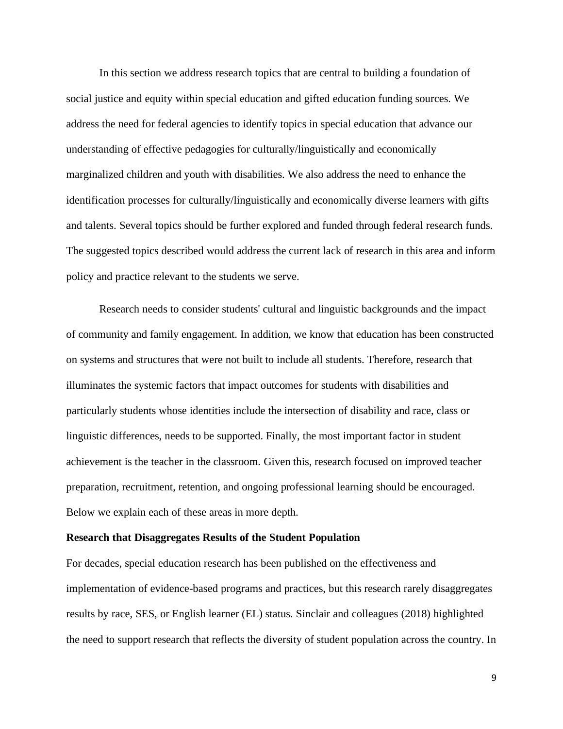In this section we address research topics that are central to building a foundation of social justice and equity within special education and gifted education funding sources. We address the need for federal agencies to identify topics in special education that advance our understanding of effective pedagogies for culturally/linguistically and economically marginalized children and youth with disabilities. We also address the need to enhance the identification processes for culturally/linguistically and economically diverse learners with gifts and talents. Several topics should be further explored and funded through federal research funds. The suggested topics described would address the current lack of research in this area and inform policy and practice relevant to the students we serve.

Research needs to consider students' cultural and linguistic backgrounds and the impact of community and family engagement. In addition, we know that education has been constructed on systems and structures that were not built to include all students. Therefore, research that illuminates the systemic factors that impact outcomes for students with disabilities and particularly students whose identities include the intersection of disability and race, class or linguistic differences, needs to be supported. Finally, the most important factor in student achievement is the teacher in the classroom. Given this, research focused on improved teacher preparation, recruitment, retention, and ongoing professional learning should be encouraged. Below we explain each of these areas in more depth.

**Research that Disaggregates Results of the Student Population**

For decades, special education research has been published on the effectiveness and implementation of evidence-based programs and practices, but this research rarely disaggregates results by race, SES, or English learner (EL) status. Sinclair and colleagues (2018) highlighted the need to support research that reflects the diversity of student population across the country. In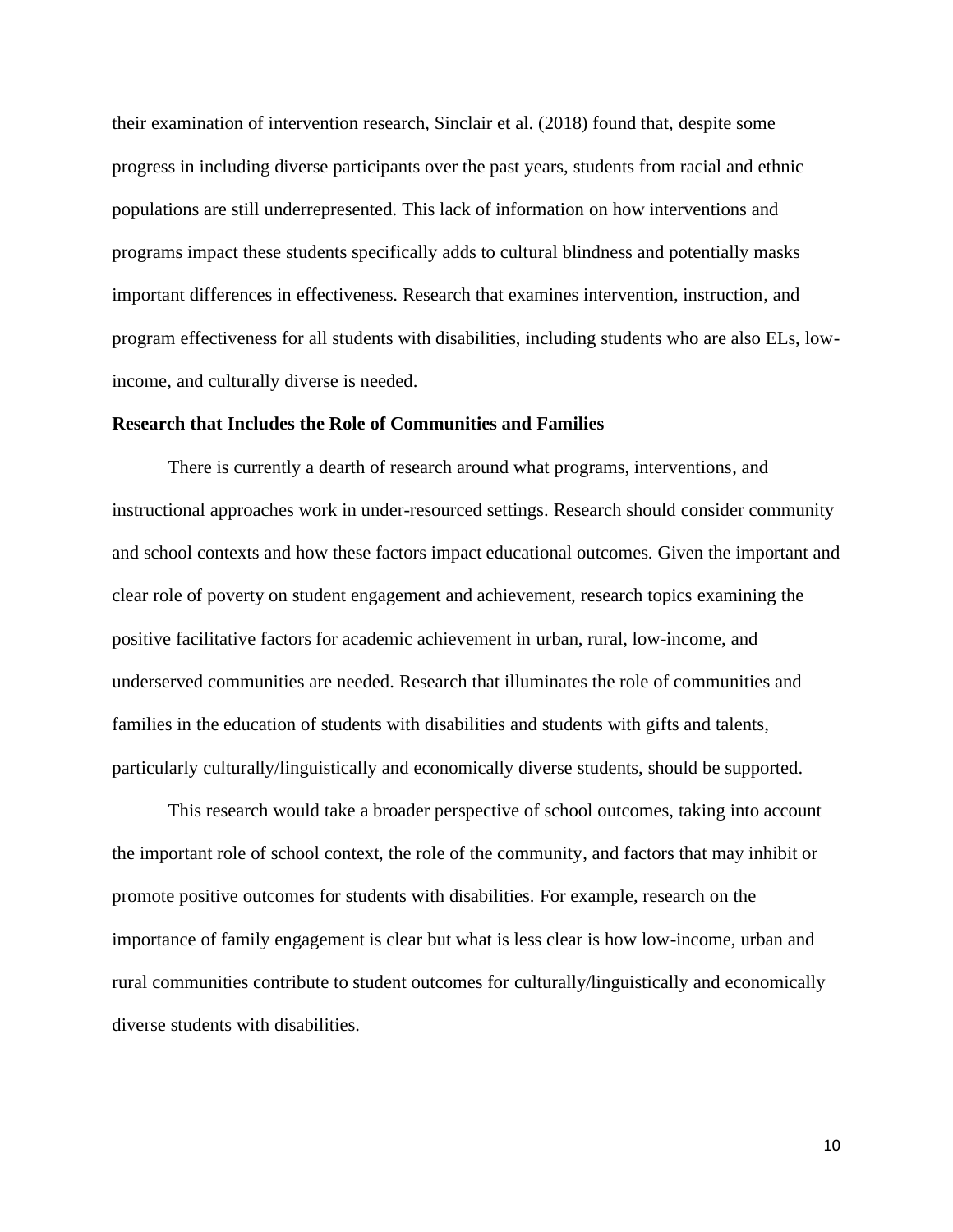their examination of intervention research, Sinclair et al. (2018) found that, despite some progress in including diverse participants over the past years, students from racial and ethnic populations are still underrepresented. This lack of information on how interventions and programs impact these students specifically adds to cultural blindness and potentially masks important differences in effectiveness. Research that examines intervention, instruction, and program effectiveness for all students with disabilities, including students who are also ELs, low-income, and culturally diverse is needed.

### Research that Includes the Role of Communities and Families

There is currently a dearth of research around what programs, interventions, and instructional approaches work in under-resourced settings. Research should consider community and school contexts and how these factors impact educational outcomes. Given the important and clear role of poverty on student engagement and achievement, research topics examining the positive facilitative factors for academic achievement in urban, rural, low-income, and underserved communities are needed. Research that illuminates the role of communities and families in the education of students with disabilities and students with gifts and talents, particularly culturally/linguistically and economically diverse students, should be supported.

This research would take a broader perspective of school outcomes, taking into account the important role of school context, the role of the community, and factors that may inhibit or promote positive outcomes for students with disabilities. For example, research on the importance of family engagement is clear but what is less clear is how low-income, urban and rural communities contribute to student outcomes for culturally/linguistically and economically diverse students with disabilities.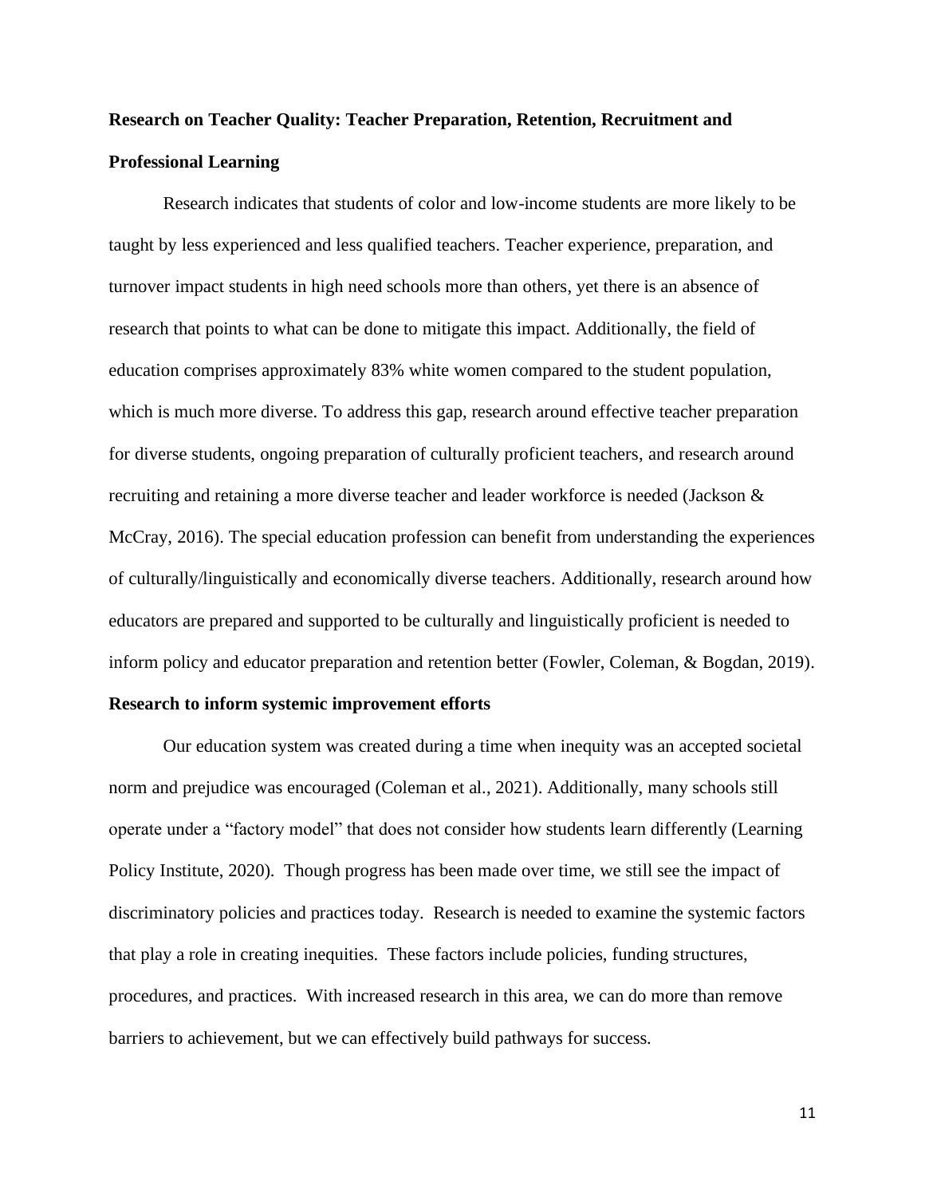## Research on Teacher Quality: Teacher Preparation, Retention, Recruitment and Professional Learning

Research indicates that students of color and low-income students are more likely to be taught by less experienced and less qualified teachers. Teacher experience, preparation, and turnover impact students in high need schools more than others, yet there is an absence of research that points to what can be done to mitigate this impact. Additionally, the field of education comprises approximately 83% white women compared to the student population, which is much more diverse. To address this gap, research around effective teacher preparation for diverse students, ongoing preparation of culturally proficient teachers, and research around recruiting and retaining a more diverse teacher and leader workforce is needed (Jackson & McCray, 2016). The special education profession can benefit from understanding the experiences of culturally/linguistically and economically diverse teachers. Additionally, research around how educators are prepared and supported to be culturally and linguistically proficient is needed to inform policy and educator preparation and retention better (Fowler, Coleman, & Bogdan, 2019).

## Research to inform systemic improvement efforts

Our education system was created during a time when inequity was an accepted societal norm and prejudice was encouraged (Coleman et al., 2021). Additionally, many schools still operate under a "factory model" that does not consider how students learn differently (Learning Policy Institute, 2020). Though progress has been made over time, we still see the impact of discriminatory policies and practices today. Research is needed to examine the systemic factors that play a role in creating inequities. These factors include policies, funding structures, procedures, and practices. With increased research in this area, we can do more than remove barriers to achievement, but we can effectively build pathways for success.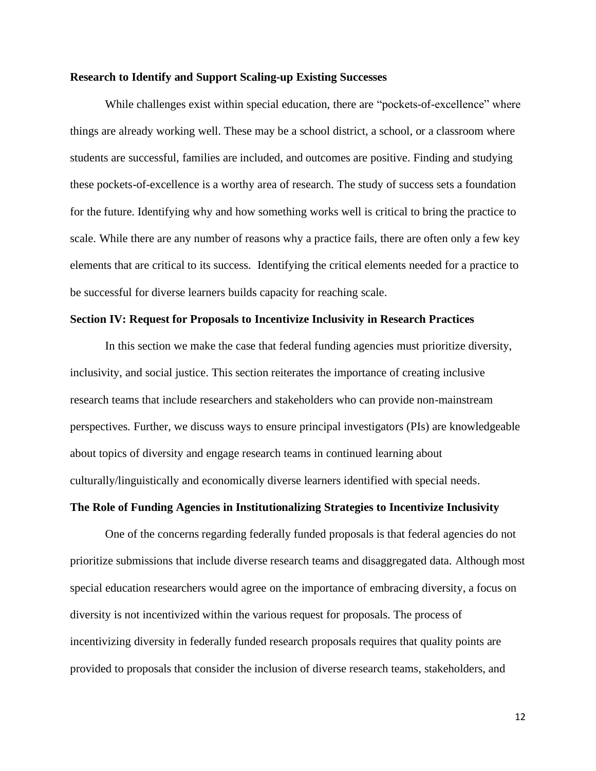**Research to Identify and Support Scaling-up Existing Successes**

While challenges exist within special education, there are "pockets-of-excellence" where things are already working well. These may be a school district, a school, or a classroom where students are successful, families are included, and outcomes are positive. Finding and studying these pockets-of-excellence is a worthy area of research. The study of success sets a foundation for the future. Identifying why and how something works well is critical to bring the practice to scale. While there are any number of reasons why a practice fails, there are often only a few key elements that are critical to its success. Identifying the critical elements needed for a practice to be successful for diverse learners builds capacity for reaching scale.

**Section IV: Request for Proposals to Incentivize Inclusivity in Research Practices**

In this section we make the case that federal funding agencies must prioritize diversity, inclusivity, and social justice. This section reiterates the importance of creating inclusive research teams that include researchers and stakeholders who can provide non-mainstream perspectives. Further, we discuss ways to ensure principal investigators (PIs) are knowledgeable about topics of diversity and engage research teams in continued learning about culturally/linguistically and economically diverse learners identified with special needs.

**The Role of Funding Agencies in Institutionalizing Strategies to Incentivize Inclusivity**

One of the concerns regarding federally funded proposals is that federal agencies do not prioritize submissions that include diverse research teams and disaggregated data. Although most special education researchers would agree on the importance of embracing diversity, a focus on diversity is not incentivized within the various request for proposals. The process of incentivizing diversity in federally funded research proposals requires that quality points are provided to proposals that consider the inclusion of diverse research teams, stakeholders, and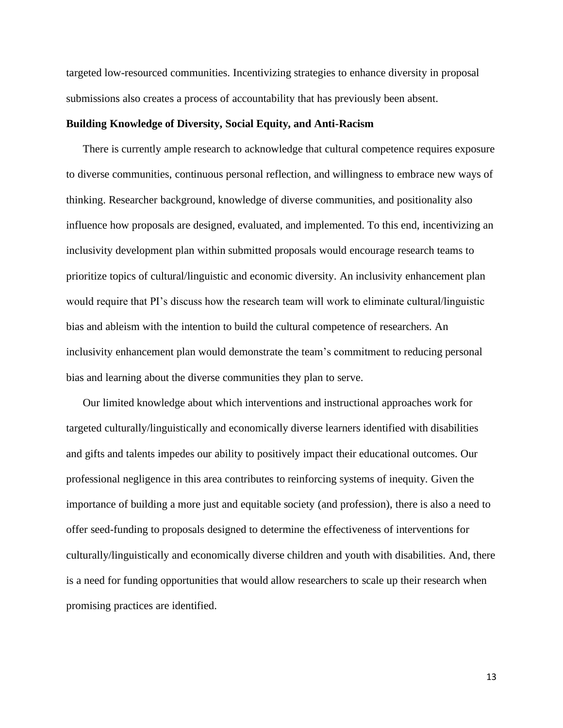targeted low-resourced communities. Incentivizing strategies to enhance diversity in proposal submissions also creates a process of accountability that has previously been absent.

**Building Knowledge of Diversity, Social Equity, and Anti-Racism**

There is currently ample research to acknowledge that cultural competence requires exposure to diverse communities, continuous personal reflection, and willingness to embrace new ways of thinking. Researcher background, knowledge of diverse communities, and positionality also influence how proposals are designed, evaluated, and implemented. To this end, incentivizing an inclusivity development plan within submitted proposals would encourage research teams to prioritize topics of cultural/linguistic and economic diversity. An inclusivity enhancement plan would require that PI's discuss how the research team will work to eliminate cultural/linguistic bias and ableism with the intention to build the cultural competence of researchers. An inclusivity enhancement plan would demonstrate the team's commitment to reducing personal bias and learning about the diverse communities they plan to serve.

Our limited knowledge about which interventions and instructional approaches work for targeted culturally/linguistically and economically diverse learners identified with disabilities and gifts and talents impedes our ability to positively impact their educational outcomes. Our professional negligence in this area contributes to reinforcing systems of inequity. Given the importance of building a more just and equitable society (and profession), there is also a need to offer seed-funding to proposals designed to determine the effectiveness of interventions for culturally/linguistically and economically diverse children and youth with disabilities. And, there is a need for funding opportunities that would allow researchers to scale up their research when promising practices are identified.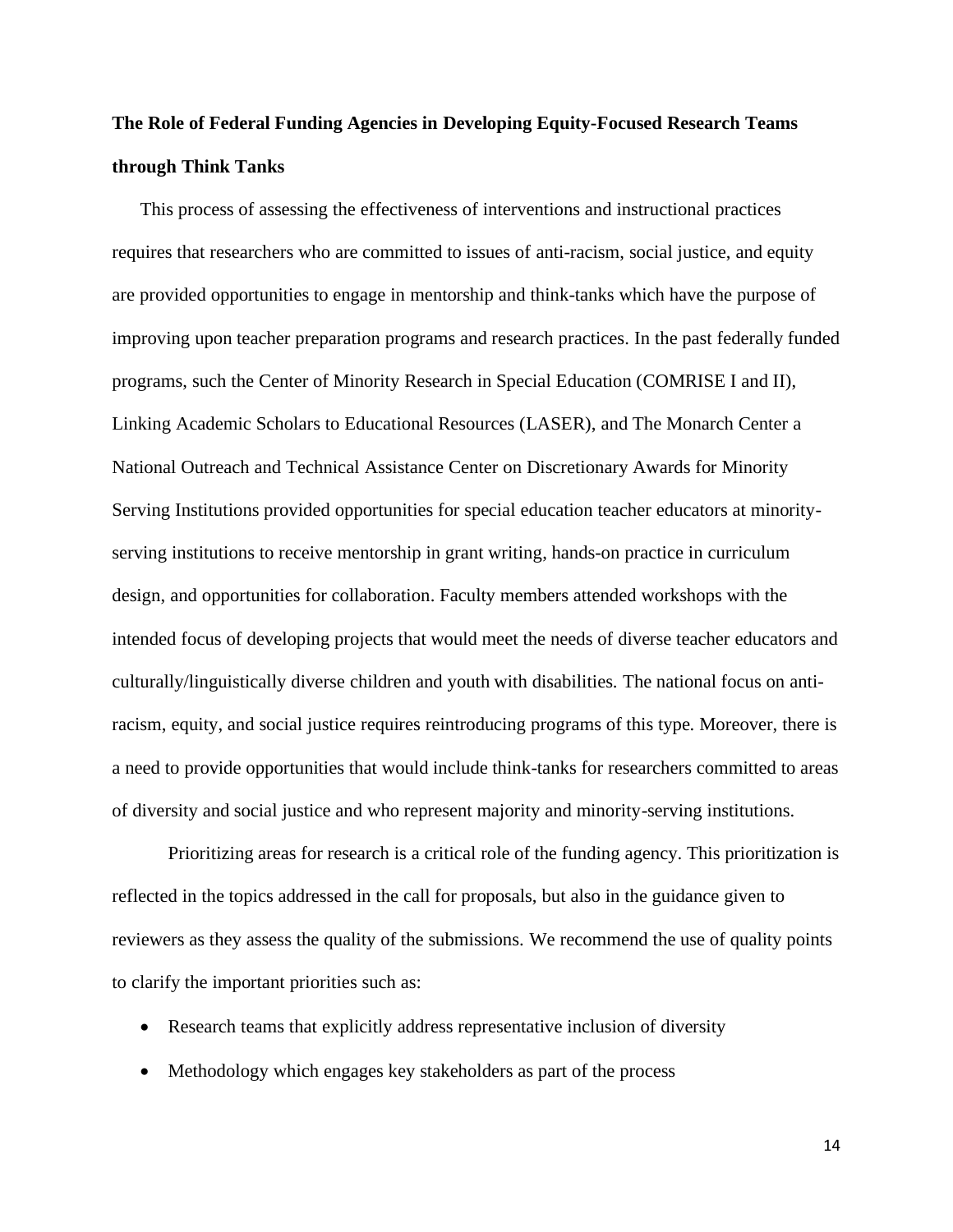**The Role of Federal Funding Agencies in Developing Equity-Focused Research Teams through Think Tanks**

This process of assessing the effectiveness of interventions and instructional practices requires that researchers who are committed to issues of anti-racism, social justice, and equity are provided opportunities to engage in mentorship and think-tanks which have the purpose of improving upon teacher preparation programs and research practices. In the past federally funded programs, such the Center of Minority Research in Special Education (COMRISE I and II), Linking Academic Scholars to Educational Resources (LASER), and The Monarch Center a National Outreach and Technical Assistance Center on Discretionary Awards for Minority Serving Institutions provided opportunities for special education teacher educators at minority-serving institutions to receive mentorship in grant writing, hands-on practice in curriculum design, and opportunities for collaboration. Faculty members attended workshops with the intended focus of developing projects that would meet the needs of diverse teacher educators and culturally/linguistically diverse children and youth with disabilities. The national focus on anti-racism, equity, and social justice requires reintroducing programs of this type. Moreover, there is a need to provide opportunities that would include think-tanks for researchers committed to areas of diversity and social justice and who represent majority and minority-serving institutions.

Prioritizing areas for research is a critical role of the funding agency. This prioritization is reflected in the topics addressed in the call for proposals, but also in the guidance given to reviewers as they assess the quality of the submissions. We recommend the use of quality points to clarify the important priorities such as:

- Research teams that explicitly address representative inclusion of diversity
- Methodology which engages key stakeholders as part of the process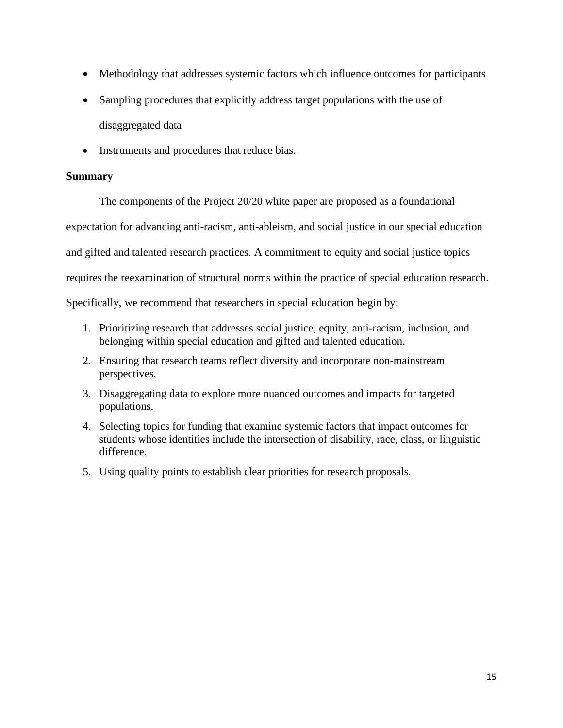- Methodology that addresses systemic factors which influence outcomes for participants
- Sampling procedures that explicitly address target populations with the use of disaggregated data
- Instruments and procedures that reduce bias.

**Summary**

The components of the Project 20/20 white paper are proposed as a foundational expectation for advancing anti-racism, anti-ableism, and social justice in our special education and gifted and talented research practices. A commitment to equity and social justice topics requires the reexamination of structural norms within the practice of special education research. Specifically, we recommend that researchers in special education begin by:

1. Prioritizing research that addresses social justice, equity, anti-racism, inclusion, and belonging within special education and gifted and talented education.
2. Ensuring that research teams reflect diversity and incorporate non-mainstream perspectives.
3. Disaggregating data to explore more nuanced outcomes and impacts for targeted populations.
4. Selecting topics for funding that examine systemic factors that impact outcomes for students whose identities include the intersection of disability, race, class, or linguistic difference.
5. Using quality points to establish clear priorities for research proposals.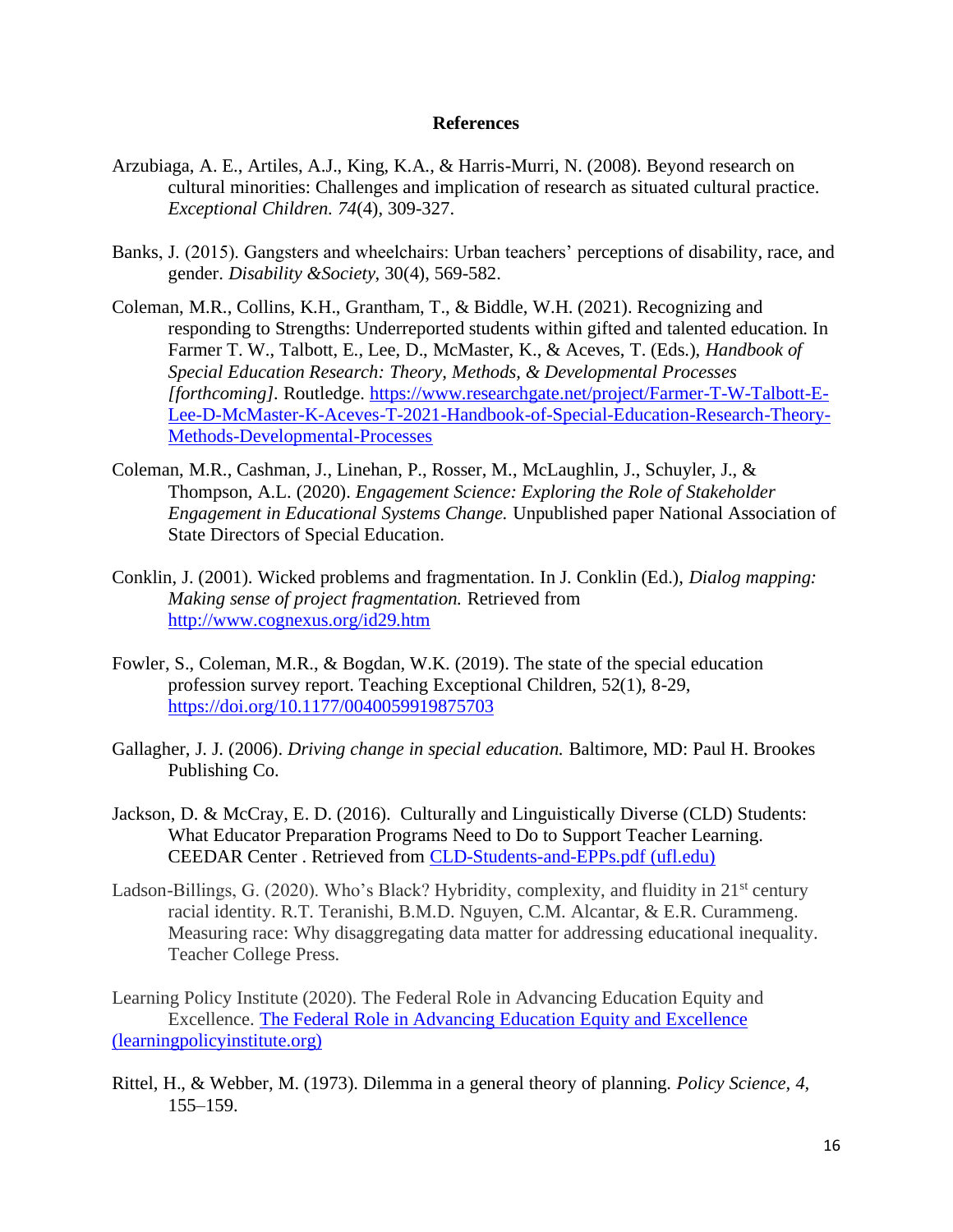## References

Arzubiaga, A. E., Artiles, A.J., King, K.A., & Harris-Murri, N. (2008). Beyond research on cultural minorities: Challenges and implication of research as situated cultural practice. *Exceptional Children. 74*(4), 309-327.

Banks, J. (2015). Gangsters and wheelchairs: Urban teachers' perceptions of disability, race, and gender. *Disability &Society*, 30(4), 569-582.

Coleman, M.R., Collins, K.H., Grantham, T., & Biddle, W.H. (2021). Recognizing and responding to Strengths: Underreported students within gifted and talented education*.* In Farmer T. W., Talbott, E., Lee, D., McMaster, K., & Aceves, T. (Eds.), *Handbook of Special Education Research: Theory, Methods, & Developmental Processes [forthcoming].* Routledge. https://www.researchgate.net/project/Farmer-T-W-Talbott-E-Lee-D-McMaster-K-Aceves-T-2021-Handbook-of-Special-Education-Research-Theory-Methods-Developmental-Processes

Coleman, M.R., Cashman, J., Linehan, P., Rosser, M., McLaughlin, J., Schuyler, J., & Thompson, A.L. (2020). *Engagement Science: Exploring the Role of Stakeholder Engagement in Educational Systems Change.* Unpublished paper National Association of State Directors of Special Education.

Conklin, J. (2001). Wicked problems and fragmentation. In J. Conklin (Ed.), *Dialog mapping: Making sense of project fragmentation.* Retrieved from http://www.cognexus.org/id29.htm

Fowler, S., Coleman, M.R., & Bogdan, W.K. (2019). The state of the special education profession survey report. Teaching Exceptional Children, 52(1), 8-29, https://doi.org/10.1177/0040059919875703

Gallagher, J. J. (2006). *Driving change in special education.* Baltimore, MD: Paul H. Brookes Publishing Co.

Jackson, D. & McCray, E. D. (2016). Culturally and Linguistically Diverse (CLD) Students: What Educator Preparation Programs Need to Do to Support Teacher Learning. CEEDAR Center . Retrieved from CLD-Students-and-EPPs.pdf (ufl.edu)

Ladson-Billings, G. (2020). Who's Black? Hybridity, complexity, and fluidity in 21st century racial identity. R.T. Teranishi, B.M.D. Nguyen, C.M. Alcantar, & E.R. Curammeng. Measuring race: Why disaggregating data matter for addressing educational inequality. Teacher College Press.

Learning Policy Institute (2020). The Federal Role in Advancing Education Equity and Excellence. The Federal Role in Advancing Education Equity and Excellence (learningpolicyinstitute.org)

Rittel, H., & Webber, M. (1973). Dilemma in a general theory of planning. *Policy Science, 4*, 155–159.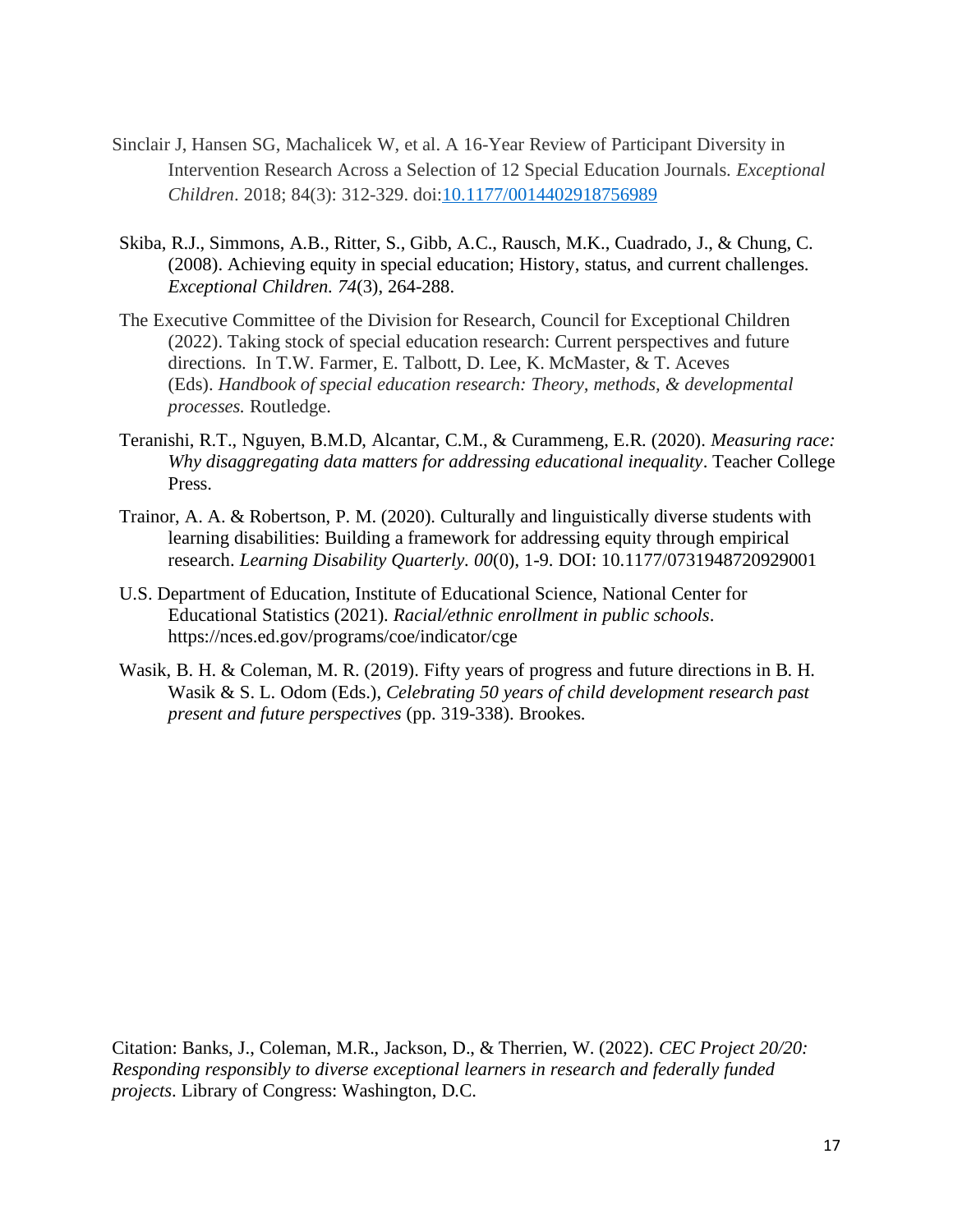Sinclair J, Hansen SG, Machalicek W, et al. A 16-Year Review of Participant Diversity in Intervention Research Across a Selection of 12 Special Education Journals. *Exceptional Children*. 2018; 84(3): 312-329. doi:10.1177/0014402918756989

Skiba, R.J., Simmons, A.B., Ritter, S., Gibb, A.C., Rausch, M.K., Cuadrado, J., & Chung, C. (2008). Achieving equity in special education; History, status, and current challenges. *Exceptional Children. 74*(3), 264-288.

The Executive Committee of the Division for Research, Council for Exceptional Children (2022). Taking stock of special education research: Current perspectives and future directions. In T.W. Farmer, E. Talbott, D. Lee, K. McMaster, & T. Aceves (Eds). *Handbook of special education research: Theory, methods, & developmental processes.* Routledge.

Teranishi, R.T., Nguyen, B.M.D, Alcantar, C.M., & Curammeng, E.R. (2020). *Measuring race: Why disaggregating data matters for addressing educational inequality*. Teacher College Press.

Trainor, A. A. & Robertson, P. M. (2020). Culturally and linguistically diverse students with learning disabilities: Building a framework for addressing equity through empirical research. *Learning Disability Quarterly*. *00*(0), 1-9. DOI: 10.1177/0731948720929001

U.S. Department of Education, Institute of Educational Science, National Center for Educational Statistics (2021). *Racial/ethnic enrollment in public schools*. https://nces.ed.gov/programs/coe/indicator/cge

Wasik, B. H. & Coleman, M. R. (2019). Fifty years of progress and future directions in B. H. Wasik & S. L. Odom (Eds.), *Celebrating 50 years of child development research past present and future perspectives* (pp. 319-338). Brookes.

Citation: Banks, J., Coleman, M.R., Jackson, D., & Therrien, W. (2022). *CEC Project 20/20: Responding responsibly to diverse exceptional learners in research and federally funded projects*. Library of Congress: Washington, D.C.